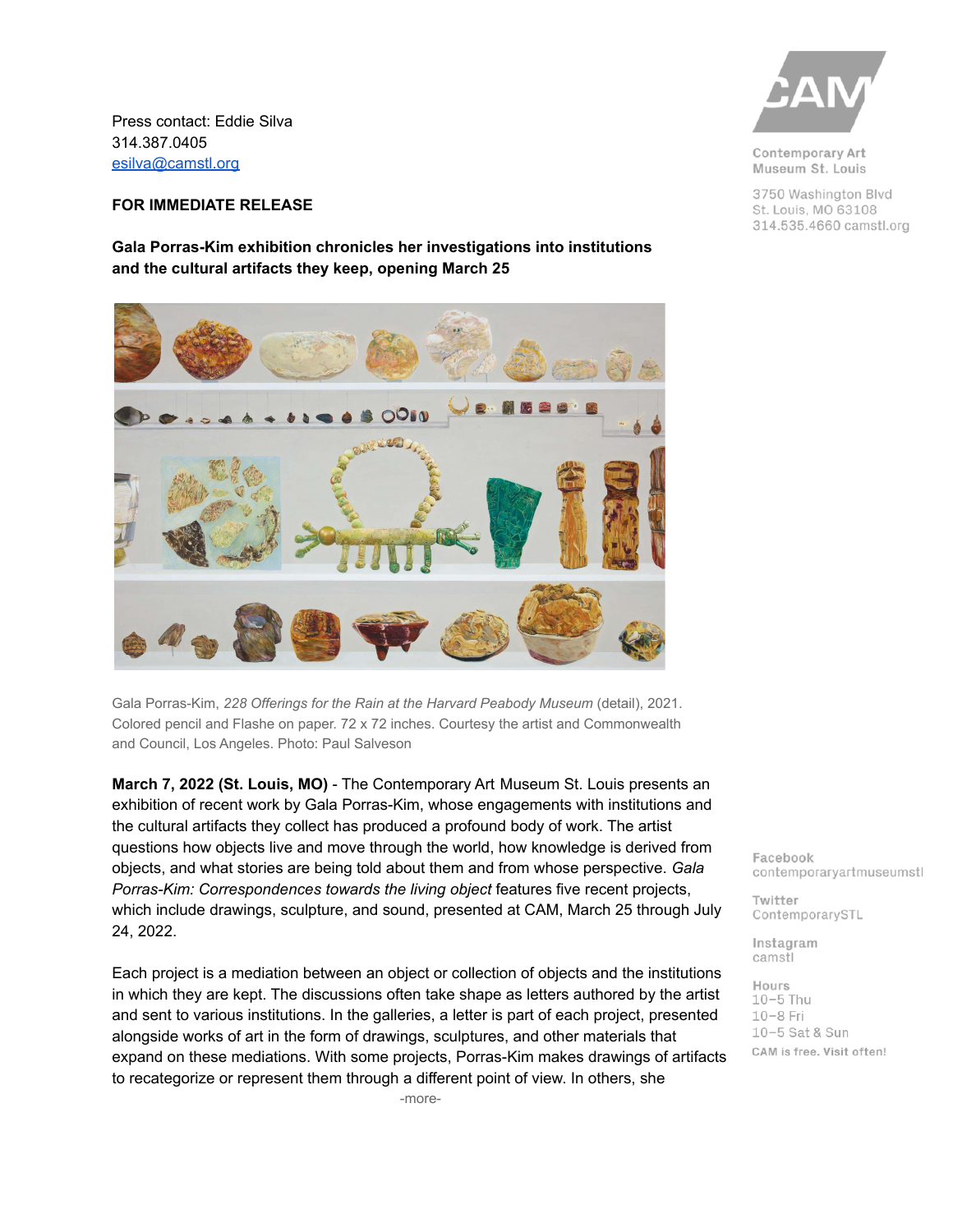Press contact: Eddie Silva
314.387.0405
esilva@camstl.org

Contemporary Art Museum St. Louis
3750 Washington Blvd
St. Louis, MO 63108
314.535.4660 camstl.org

**FOR IMMEDIATE RELEASE**

**Gala Porras-Kim exhibition chronicles her investigations into institutions and the cultural artifacts they keep, opening March 25**

Gala Porras-Kim, *228 Offerings for the Rain at the Harvard Peabody Museum* (detail), 2021. Colored pencil and Flashe on paper. 72 x 72 inches. Courtesy the artist and Commonwealth and Council, Los Angeles. Photo: Paul Salveson

**March 7, 2022 (St. Louis, MO)** - The Contemporary Art Museum St. Louis presents an exhibition of recent work by Gala Porras-Kim, whose engagements with institutions and the cultural artifacts they collect has produced a profound body of work. The artist questions how objects live and move through the world, how knowledge is derived from objects, and what stories are being told about them and from whose perspective. *Gala Porras-Kim: Correspondences towards the living object* features five recent projects, which include drawings, sculpture, and sound, presented at CAM, March 25 through July 24, 2022.

Each project is a mediation between an object or collection of objects and the institutions in which they are kept. The discussions often take shape as letters authored by the artist and sent to various institutions. In the galleries, a letter is part of each project, presented alongside works of art in the form of drawings, sculptures, and other materials that expand on these mediations. With some projects, Porras-Kim makes drawings of artifacts to recategorize or represent them through a different point of view. In others, she

Facebook
contemporaryartmuseumstl

Twitter
ContemporarySTL

Instagram
camstl

Hours
10–5 Thu
10–8 Fri
10–5 Sat & Sun
CAM is free. Visit often!

-more-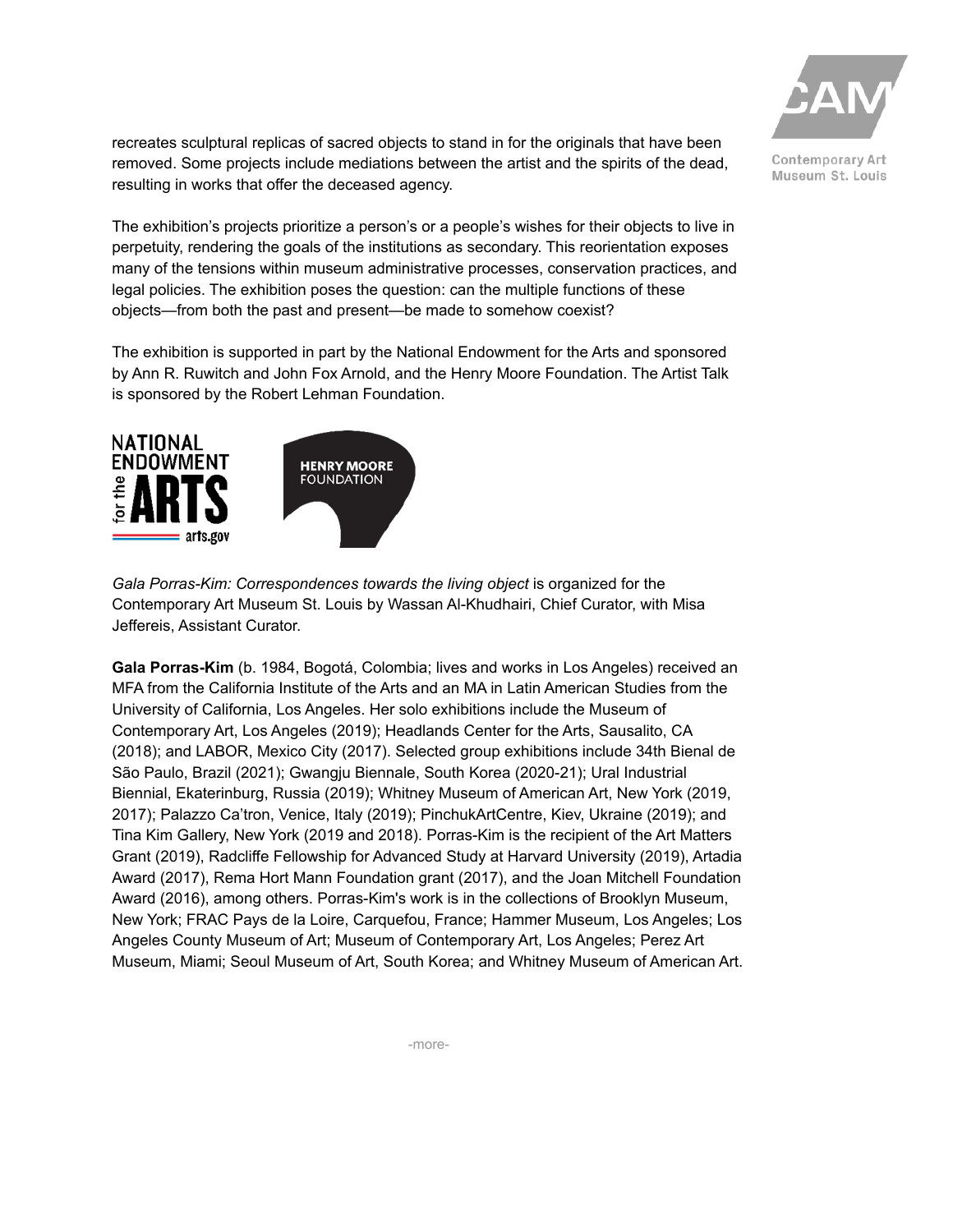recreates sculptural replicas of sacred objects to stand in for the originals that have been removed. Some projects include mediations between the artist and the spirits of the dead, resulting in works that offer the deceased agency.

The exhibition's projects prioritize a person's or a people's wishes for their objects to live in perpetuity, rendering the goals of the institutions as secondary. This reorientation exposes many of the tensions within museum administrative processes, conservation practices, and legal policies. The exhibition poses the question: can the multiple functions of these objects—from both the past and present—be made to somehow coexist?

The exhibition is supported in part by the National Endowment for the Arts and sponsored by Ann R. Ruwitch and John Fox Arnold, and the Henry Moore Foundation. The Artist Talk is sponsored by the Robert Lehman Foundation.

*Gala Porras-Kim: Correspondences towards the living object* is organized for the Contemporary Art Museum St. Louis by Wassan Al-Khudhairi, Chief Curator, with Misa Jeffereis, Assistant Curator.

**Gala Porras-Kim** (b. 1984, Bogotá, Colombia; lives and works in Los Angeles) received an MFA from the California Institute of the Arts and an MA in Latin American Studies from the University of California, Los Angeles. Her solo exhibitions include the Museum of Contemporary Art, Los Angeles (2019); Headlands Center for the Arts, Sausalito, CA (2018); and LABOR, Mexico City (2017). Selected group exhibitions include 34th Bienal de São Paulo, Brazil (2021); Gwangju Biennale, South Korea (2020-21); Ural Industrial Biennial, Ekaterinburg, Russia (2019); Whitney Museum of American Art, New York (2019, 2017); Palazzo Ca'tron, Venice, Italy (2019); PinchukArtCentre, Kiev, Ukraine (2019); and Tina Kim Gallery, New York (2019 and 2018). Porras-Kim is the recipient of the Art Matters Grant (2019), Radcliffe Fellowship for Advanced Study at Harvard University (2019), Artadia Award (2017), Rema Hort Mann Foundation grant (2017), and the Joan Mitchell Foundation Award (2016), among others. Porras-Kim's work is in the collections of Brooklyn Museum, New York; FRAC Pays de la Loire, Carquefou, France; Hammer Museum, Los Angeles; Los Angeles County Museum of Art; Museum of Contemporary Art, Los Angeles; Perez Art Museum, Miami; Seoul Museum of Art, South Korea; and Whitney Museum of American Art.

-more-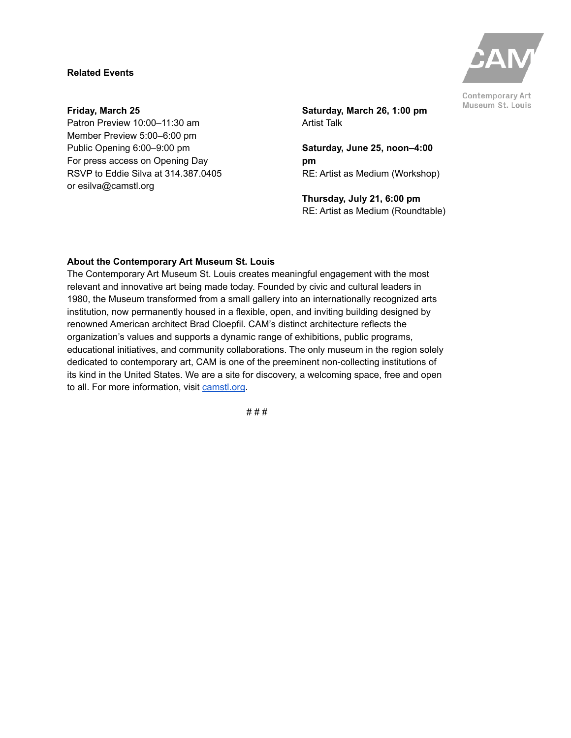**Related Events**

**Friday, March 25**
Patron Preview 10:00–11:30 am
Member Preview 5:00–6:00 pm
Public Opening 6:00–9:00 pm
For press access on Opening Day
RSVP to Eddie Silva at 314.387.0405
or esilva@camstl.org

**Saturday, March 26, 1:00 pm**
Artist Talk

**Saturday, June 25, noon–4:00 pm**
RE: Artist as Medium (Workshop)

**Thursday, July 21, 6:00 pm**
RE: Artist as Medium (Roundtable)

**About the Contemporary Art Museum St. Louis**
The Contemporary Art Museum St. Louis creates meaningful engagement with the most relevant and innovative art being made today. Founded by civic and cultural leaders in 1980, the Museum transformed from a small gallery into an internationally recognized arts institution, now permanently housed in a flexible, open, and inviting building designed by renowned American architect Brad Cloepfil. CAM's distinct architecture reflects the organization's values and supports a dynamic range of exhibitions, public programs, educational initiatives, and community collaborations. The only museum in the region solely dedicated to contemporary art, CAM is one of the preeminent non-collecting institutions of its kind in the United States. We are a site for discovery, a welcoming space, free and open to all. For more information, visit camstl.org.

# # #